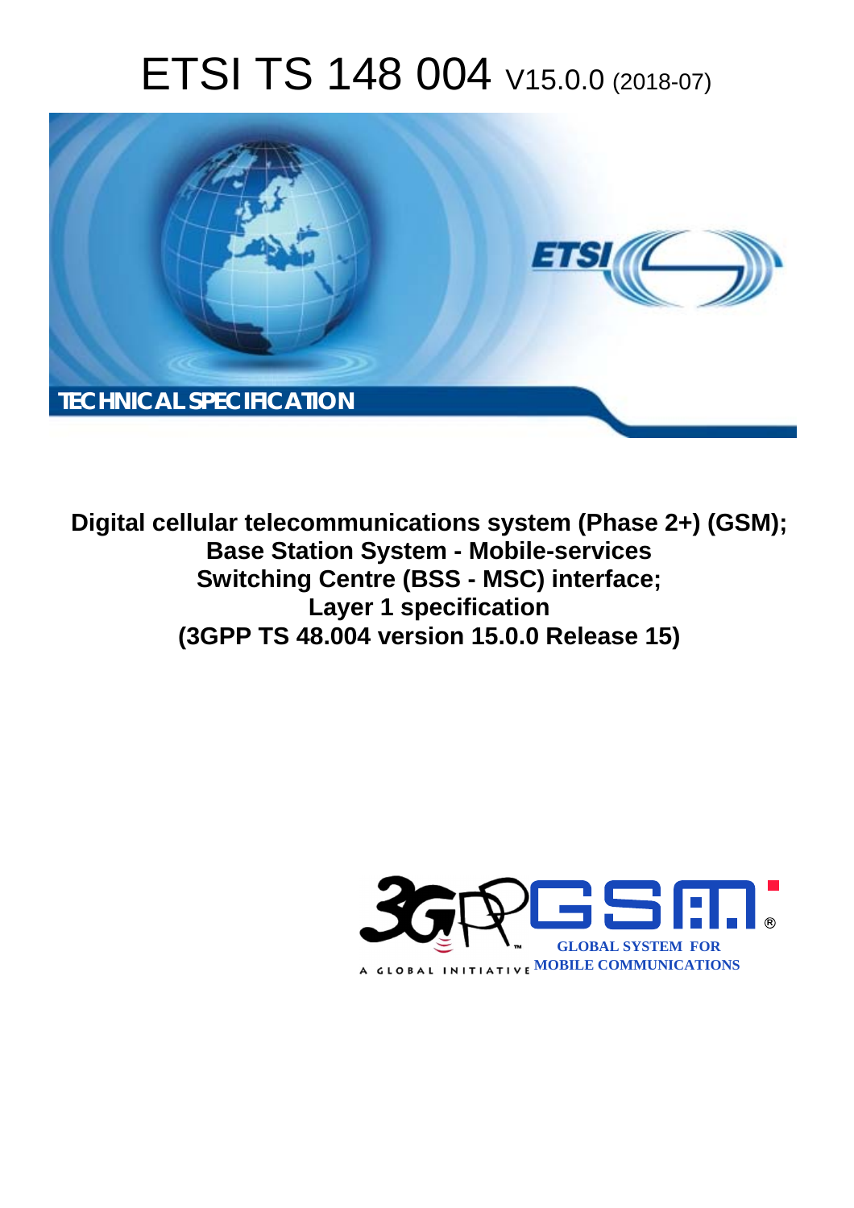# ETSI TS 148 004 V15.0.0 (2018-07)

TECHNICAL SPECIFICATION

**Digital cellular telecommunications system (Phase 2+) (GSM); Base Station System - Mobile-services Switching Centre (BSS - MSC) interface; Layer 1 specification (3GPP TS 48.004 version 15.0.0 Release 15)**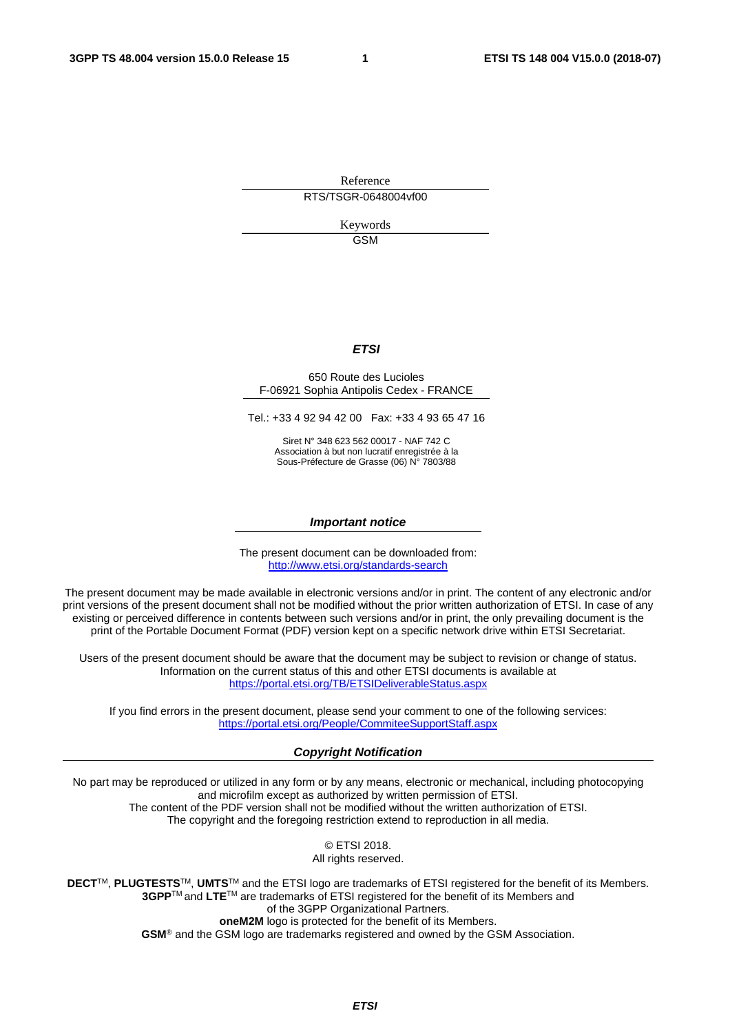Reference

RTS/TSGR-0648004vf00

Keywords

GSM

***ETSI***

650 Route des Lucioles
F-06921 Sophia Antipolis Cedex - FRANCE

Tel.: +33 4 92 94 42 00 Fax: +33 4 93 65 47 16

Siret N° 348 623 562 00017 - NAF 742 C
Association à but non lucratif enregistrée à la
Sous-Préfecture de Grasse (06) N° 7803/88

***Important notice***

The present document can be downloaded from:
http://www.etsi.org/standards-search

The present document may be made available in electronic versions and/or in print. The content of any electronic and/or print versions of the present document shall not be modified without the prior written authorization of ETSI. In case of any existing or perceived difference in contents between such versions and/or in print, the only prevailing document is the print of the Portable Document Format (PDF) version kept on a specific network drive within ETSI Secretariat.

Users of the present document should be aware that the document may be subject to revision or change of status. Information on the current status of this and other ETSI documents is available at
https://portal.etsi.org/TB/ETSIDeliverableStatus.aspx

If you find errors in the present document, please send your comment to one of the following services:
https://portal.etsi.org/People/CommiteeSupportStaff.aspx

***Copyright Notification***

No part may be reproduced or utilized in any form or by any means, electronic or mechanical, including photocopying and microfilm except as authorized by written permission of ETSI.
The content of the PDF version shall not be modified without the written authorization of ETSI.
The copyright and the foregoing restriction extend to reproduction in all media.

© ETSI 2018.
All rights reserved.

**DECT**™, **PLUGTESTS**™, **UMTS**™ and the ETSI logo are trademarks of ETSI registered for the benefit of its Members.
**3GPP**™ and **LTE**™ are trademarks of ETSI registered for the benefit of its Members and of the 3GPP Organizational Partners.
**oneM2M** logo is protected for the benefit of its Members.
**GSM**® and the GSM logo are trademarks registered and owned by the GSM Association.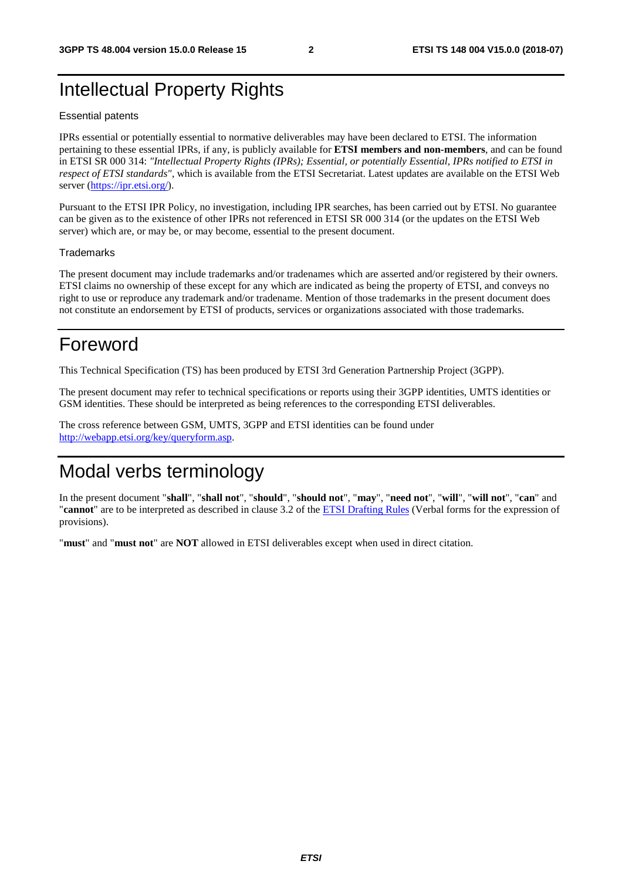# Intellectual Property Rights

Essential patents

IPRs essential or potentially essential to normative deliverables may have been declared to ETSI. The information pertaining to these essential IPRs, if any, is publicly available for **ETSI members and non-members**, and can be found in ETSI SR 000 314: *"Intellectual Property Rights (IPRs); Essential, or potentially Essential, IPRs notified to ETSI in respect of ETSI standards"*, which is available from the ETSI Secretariat. Latest updates are available on the ETSI Web server (https://ipr.etsi.org/).

Pursuant to the ETSI IPR Policy, no investigation, including IPR searches, has been carried out by ETSI. No guarantee can be given as to the existence of other IPRs not referenced in ETSI SR 000 314 (or the updates on the ETSI Web server) which are, or may be, or may become, essential to the present document.

Trademarks

The present document may include trademarks and/or tradenames which are asserted and/or registered by their owners. ETSI claims no ownership of these except for any which are indicated as being the property of ETSI, and conveys no right to use or reproduce any trademark and/or tradename. Mention of those trademarks in the present document does not constitute an endorsement by ETSI of products, services or organizations associated with those trademarks.

# Foreword

This Technical Specification (TS) has been produced by ETSI 3rd Generation Partnership Project (3GPP).

The present document may refer to technical specifications or reports using their 3GPP identities, UMTS identities or GSM identities. These should be interpreted as being references to the corresponding ETSI deliverables.

The cross reference between GSM, UMTS, 3GPP and ETSI identities can be found under http://webapp.etsi.org/key/queryform.asp.

# Modal verbs terminology

In the present document "**shall**", "**shall not**", "**should**", "**should not**", "**may**", "**need not**", "**will**", "**will not**", "**can**" and "**cannot**" are to be interpreted as described in clause 3.2 of the ETSI Drafting Rules (Verbal forms for the expression of provisions).

"**must**" and "**must not**" are **NOT** allowed in ETSI deliverables except when used in direct citation.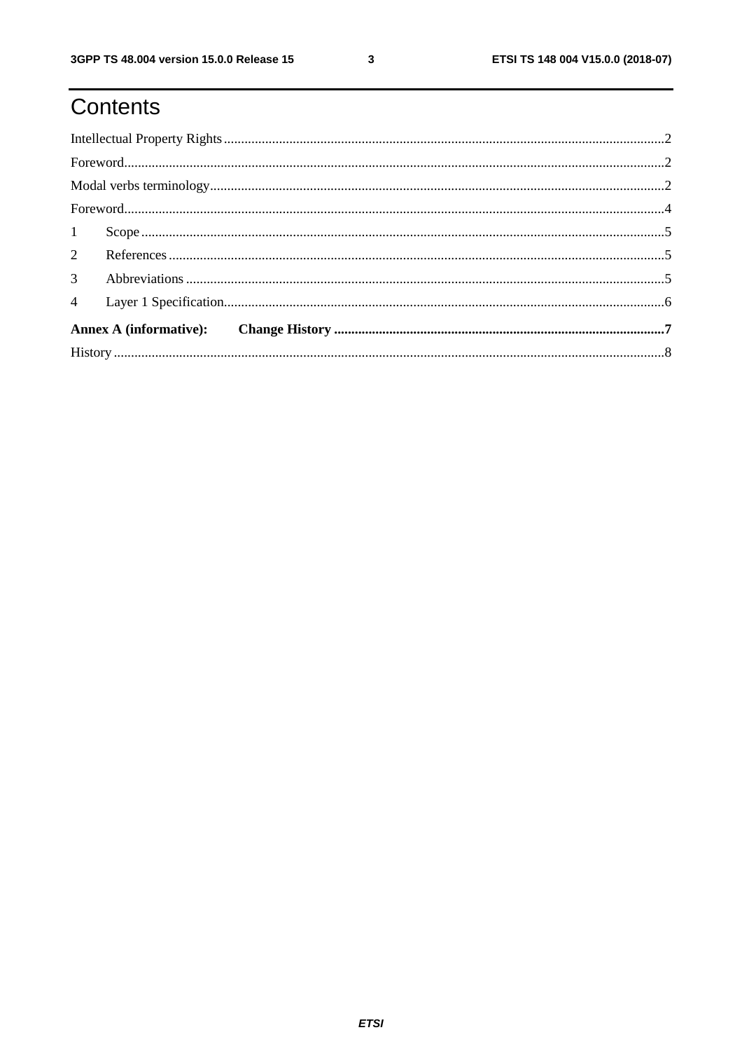# Contents

Intellectual Property Rights .......................................................................................................................2

Foreword......................................................................................................................................................2

Modal verbs terminology.............................................................................................................................2

Foreword......................................................................................................................................................4

1 Scope .......................................................................................................................................................5

2 References ...............................................................................................................................................5

3 Abbreviations ..........................................................................................................................................5

4 Layer 1 Specification...............................................................................................................................6

**Annex A (informative): Change History ...........................................................................................7**

History .........................................................................................................................................................8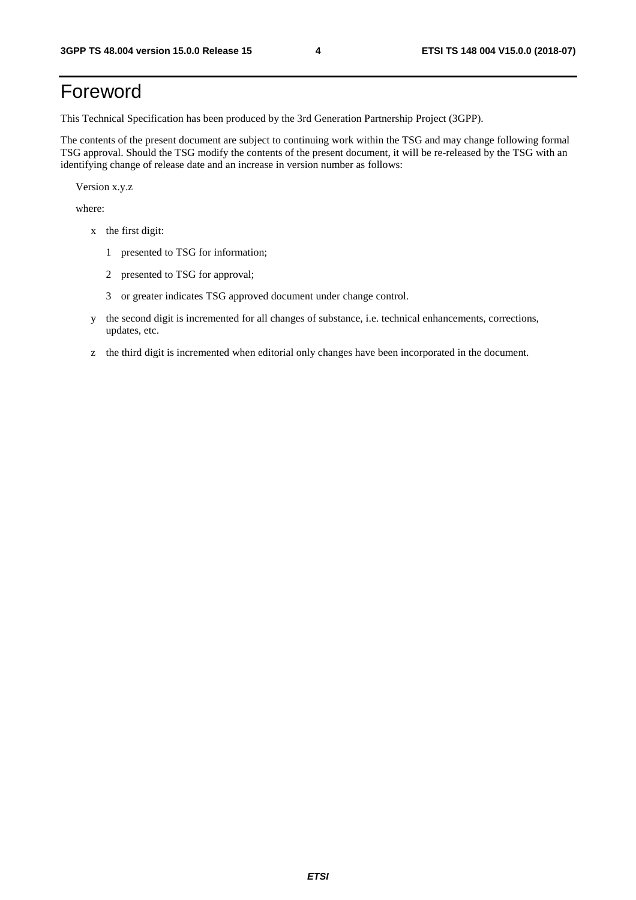# Foreword

This Technical Specification has been produced by the 3rd Generation Partnership Project (3GPP).

The contents of the present document are subject to continuing work within the TSG and may change following formal TSG approval. Should the TSG modify the contents of the present document, it will be re-released by the TSG with an identifying change of release date and an increase in version number as follows:

Version x.y.z

where:

- x the first digit:
  - 1 presented to TSG for information;
  - 2 presented to TSG for approval;
  - 3 or greater indicates TSG approved document under change control.
- y the second digit is incremented for all changes of substance, i.e. technical enhancements, corrections, updates, etc.
- z the third digit is incremented when editorial only changes have been incorporated in the document.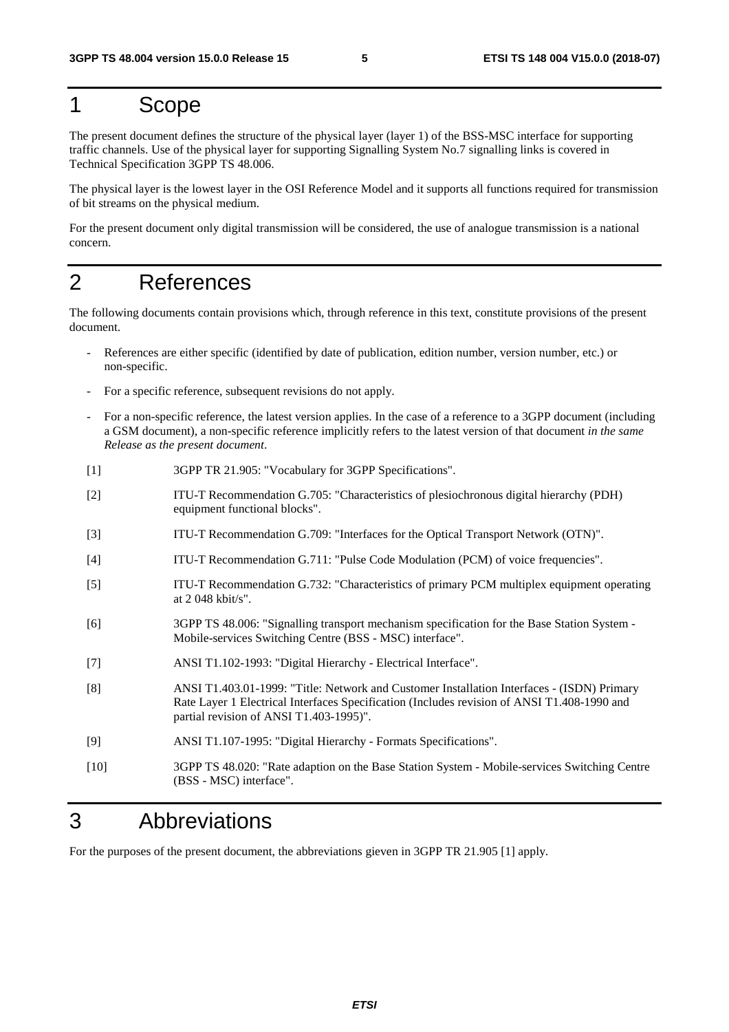# 1 Scope

The present document defines the structure of the physical layer (layer 1) of the BSS-MSC interface for supporting traffic channels. Use of the physical layer for supporting Signalling System No.7 signalling links is covered in Technical Specification 3GPP TS 48.006.

The physical layer is the lowest layer in the OSI Reference Model and it supports all functions required for transmission of bit streams on the physical medium.

For the present document only digital transmission will be considered, the use of analogue transmission is a national concern.

# 2 References

The following documents contain provisions which, through reference in this text, constitute provisions of the present document.

- References are either specific (identified by date of publication, edition number, version number, etc.) or non-specific.
- For a specific reference, subsequent revisions do not apply.
- For a non-specific reference, the latest version applies. In the case of a reference to a 3GPP document (including a GSM document), a non-specific reference implicitly refers to the latest version of that document *in the same Release as the present document*.

[1] 3GPP TR 21.905: "Vocabulary for 3GPP Specifications".

[2] ITU-T Recommendation G.705: "Characteristics of plesiochronous digital hierarchy (PDH) equipment functional blocks".

[3] ITU-T Recommendation G.709: "Interfaces for the Optical Transport Network (OTN)".

[4] ITU-T Recommendation G.711: "Pulse Code Modulation (PCM) of voice frequencies".

[5] ITU-T Recommendation G.732: "Characteristics of primary PCM multiplex equipment operating at 2 048 kbit/s".

[6] 3GPP TS 48.006: "Signalling transport mechanism specification for the Base Station System - Mobile-services Switching Centre (BSS - MSC) interface".

[7] ANSI T1.102-1993: "Digital Hierarchy - Electrical Interface".

[8] ANSI T1.403.01-1999: "Title: Network and Customer Installation Interfaces - (ISDN) Primary Rate Layer 1 Electrical Interfaces Specification (Includes revision of ANSI T1.408-1990 and partial revision of ANSI T1.403-1995)".

[9] ANSI T1.107-1995: "Digital Hierarchy - Formats Specifications".

[10] 3GPP TS 48.020: "Rate adaption on the Base Station System - Mobile-services Switching Centre (BSS - MSC) interface".

# 3 Abbreviations

For the purposes of the present document, the abbreviations gieven in 3GPP TR 21.905 [1] apply.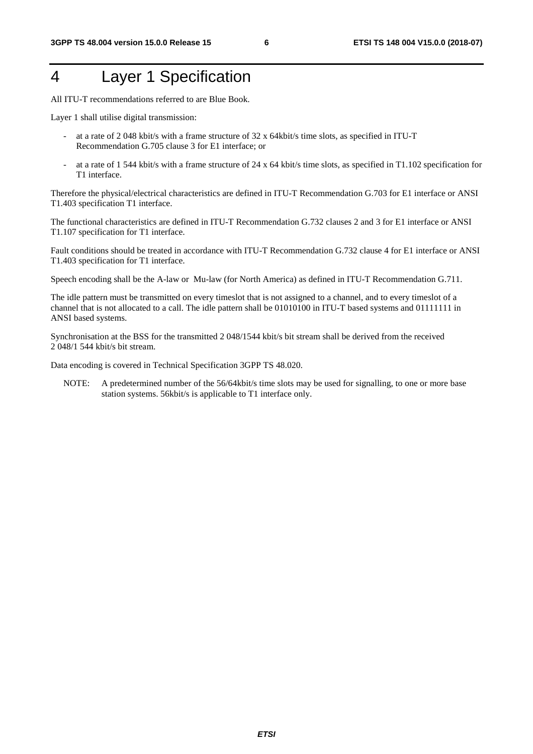# 4 Layer 1 Specification

All ITU-T recommendations referred to are Blue Book.

Layer 1 shall utilise digital transmission:

- at a rate of 2 048 kbit/s with a frame structure of 32 x 64kbit/s time slots, as specified in ITU-T Recommendation G.705 clause 3 for E1 interface; or
- at a rate of 1 544 kbit/s with a frame structure of 24 x 64 kbit/s time slots, as specified in T1.102 specification for T1 interface.

Therefore the physical/electrical characteristics are defined in ITU-T Recommendation G.703 for E1 interface or ANSI T1.403 specification T1 interface.

The functional characteristics are defined in ITU-T Recommendation G.732 clauses 2 and 3 for E1 interface or ANSI T1.107 specification for T1 interface.

Fault conditions should be treated in accordance with ITU-T Recommendation G.732 clause 4 for E1 interface or ANSI T1.403 specification for T1 interface.

Speech encoding shall be the A-law or Mu-law (for North America) as defined in ITU-T Recommendation G.711.

The idle pattern must be transmitted on every timeslot that is not assigned to a channel, and to every timeslot of a channel that is not allocated to a call. The idle pattern shall be 01010100 in ITU-T based systems and 01111111 in ANSI based systems.

Synchronisation at the BSS for the transmitted 2 048/1544 kbit/s bit stream shall be derived from the received 2 048/1 544 kbit/s bit stream.

Data encoding is covered in Technical Specification 3GPP TS 48.020.

NOTE: A predetermined number of the 56/64kbit/s time slots may be used for signalling, to one or more base station systems. 56kbit/s is applicable to T1 interface only.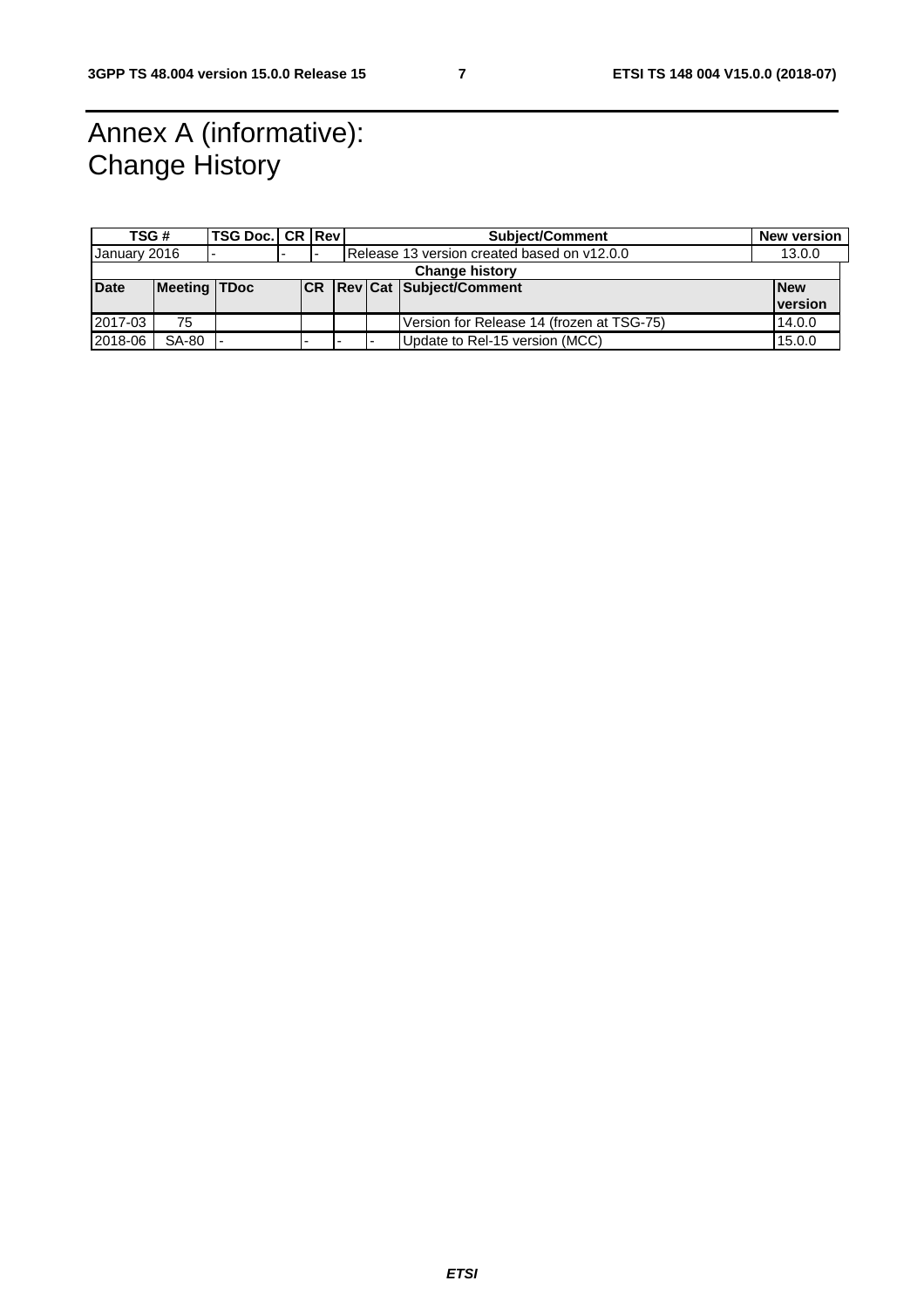# Annex A (informative): Change History

| TSG # | TSG Doc. | CR | Rev | Subject/Comment | New version |
|---|---|---|---|---|---|
| January 2016 | - | - | - | Release 13 version created based on v12.0.0 | 13.0.0 |

**Change history**

| Date | Meeting | TDoc | CR | Rev | Cat | Subject/Comment | New version |
|---|---|---|---|---|---|---|---|
| 2017-03 | 75 | | | | | Version for Release 14 (frozen at TSG-75) | 14.0.0 |
| 2018-06 | SA-80 | - | - | - | - | Update to Rel-15 version (MCC) | 15.0.0 |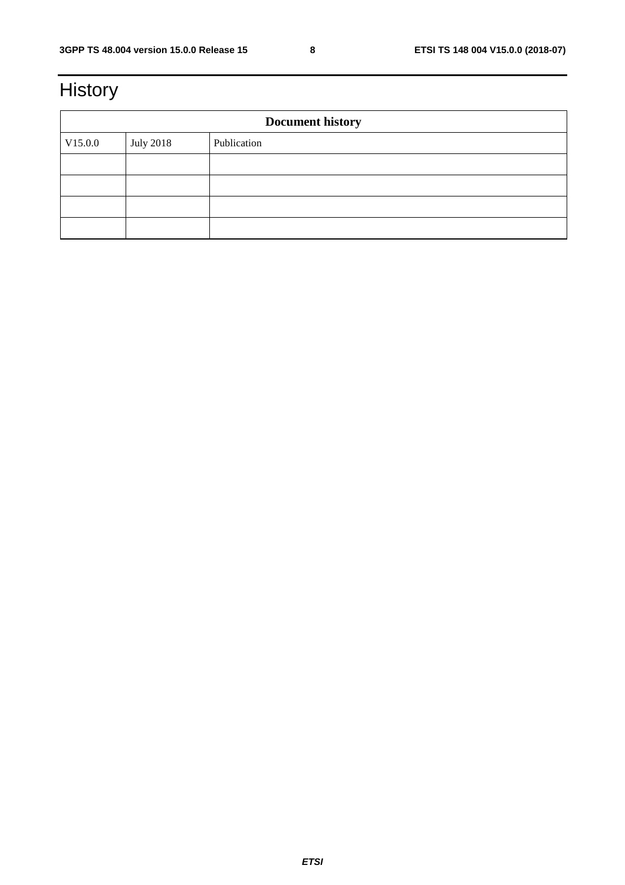# History

| Document history | | |
|---|---|---|
| V15.0.0 | July 2018 | Publication |
| | | |
| | | |
| | | |
| | | |